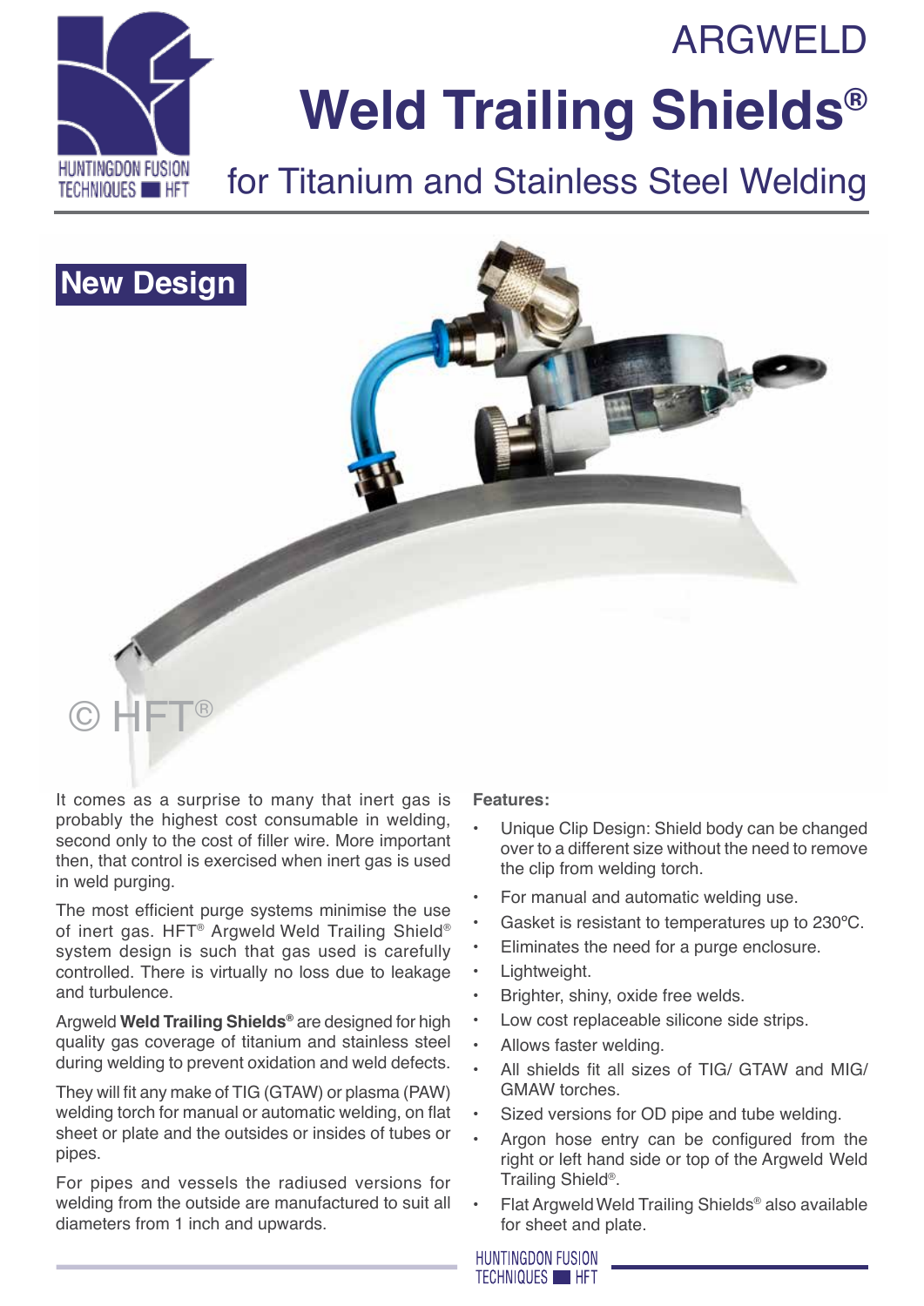# ARGWELD

# Weld Trailing Shields®

## for Titanium and Stainless Steel Welding

**New Design**

© HFT®

It comes as a surprise to many that inert gas is probably the highest cost consumable in welding, second only to the cost of filler wire. More important then, that control is exercised when inert gas is used in weld purging.

The most efficient purge systems minimise the use of inert gas. HFT® Argweld Weld Trailing Shield® system design is such that gas used is carefully controlled. There is virtually no loss due to leakage and turbulence.

Argweld **Weld Trailing Shields®** are designed for high quality gas coverage of titanium and stainless steel during welding to prevent oxidation and weld defects.

They will fit any make of TIG (GTAW) or plasma (PAW) welding torch for manual or automatic welding, on flat sheet or plate and the outsides or insides of tubes or pipes.

For pipes and vessels the radiused versions for welding from the outside are manufactured to suit all diameters from 1 inch and upwards.

**Features:**

- Unique Clip Design: Shield body can be changed over to a different size without the need to remove the clip from welding torch.
- For manual and automatic welding use.
- Gasket is resistant to temperatures up to 230ºC.
- Eliminates the need for a purge enclosure.
- Lightweight.
- Brighter, shiny, oxide free welds.
- Low cost replaceable silicone side strips.
- Allows faster welding.
- All shields fit all sizes of TIG/ GTAW and MIG/ GMAW torches.
- Sized versions for OD pipe and tube welding.
- Argon hose entry can be configured from the right or left hand side or top of the Argweld Weld Trailing Shield®.
- Flat Argweld Weld Trailing Shields® also available for sheet and plate.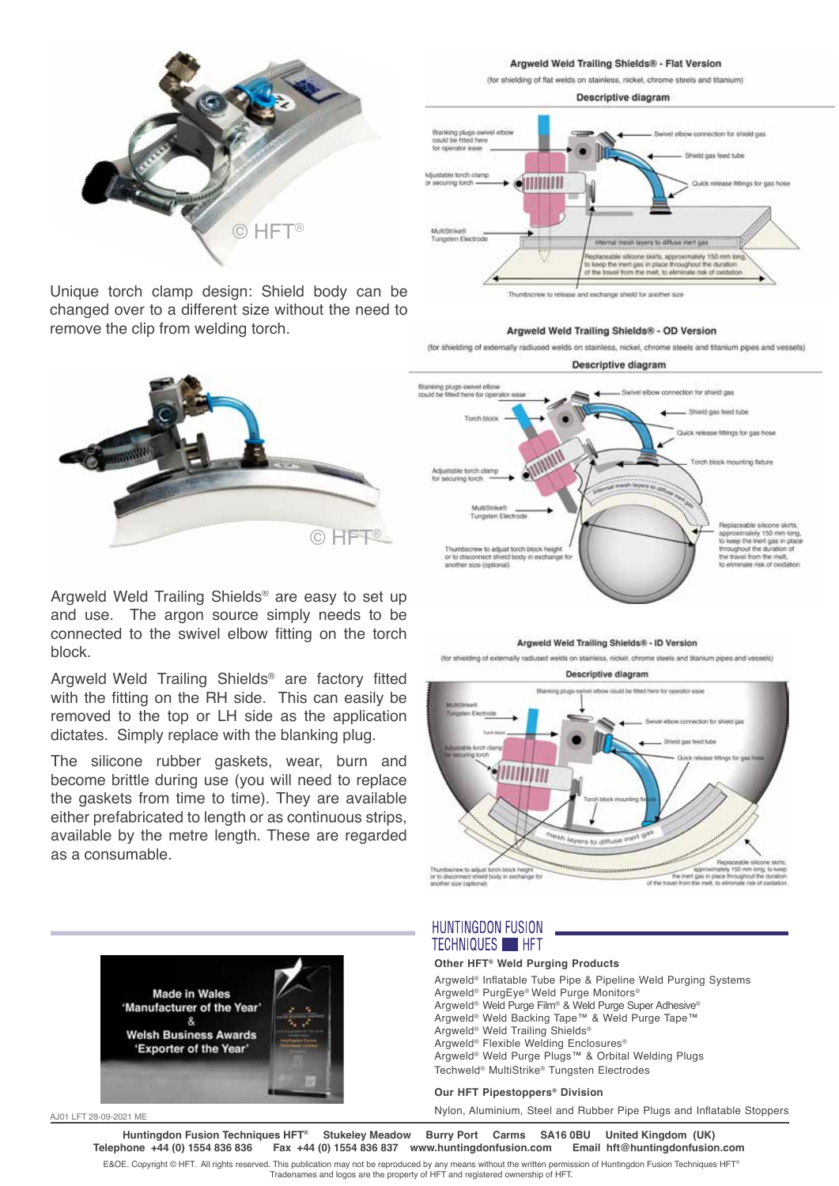Unique torch clamp design: Shield body can be changed over to a different size without the need to remove the clip from welding torch.

### Argweld Weld Trailing Shields® - Flat Version

(for shielding of flat welds on stainless, nickel, chrome steels and titanium)

**Descriptive diagram**

Blanking plugs-swivel elbow could be fitted here for operator ease

Swivel elbow connection for shield gas

Shield gas feed tube

Adjustable torch clamp for securing torch

Quick release fittings for gas hose

MultiStrike® Tungsten Electrode

Internal mesh layers to diffuse inert gas

Replaceable silicone skirts, approximately 150 mm long, to keep the inert gas in place throughout the duration of the travel from the melt, to eliminate risk of oxidation

Thumbscrew to release and exchange shield for another size

### Argweld Weld Trailing Shields® - OD Version

(for shielding of externally radiused welds on stainless, nickel, chrome steels and titanium pipes and vessels)

**Descriptive diagram**

Blanking plugs-swivel elbow could be fitted here for operator ease

Swivel elbow connection for shield gas

Torch block

Shield gas feed tube

Quick release fittings for gas hose

Torch block mounting fixture

Adjustable torch clamp for securing torch

Internal mesh layers to diffuse inert gas

MultiStrike® Tungsten Electrode

Replaceable silicone skirts, approximately 150 mm long, to keep the inert gas in place throughout the duration of the travel from the melt, to eliminate risk of oxidation

Thumbscrew to adjust torch block height or to disconnect shield body in exchange for another size (optional)

Argweld Weld Trailing Shields® are easy to set up and use. The argon source simply needs to be connected to the swivel elbow fitting on the torch block.

Argweld Weld Trailing Shields® are factory fitted with the fitting on the RH side. This can easily be removed to the top or LH side as the application dictates. Simply replace with the blanking plug.

The silicone rubber gaskets, wear, burn and become brittle during use (you will need to replace the gaskets from time to time). They are available either prefabricated to length or as continuous strips, available by the metre length. These are regarded as a consumable.

### Argweld Weld Trailing Shields® - ID Version

(for shielding of externally radiused welds on stainless, nickel, chrome steels and titanium pipes and vessels)

**Descriptive diagram**

Blanking plugs-swivel elbow could be fitted here for operator ease

MultiStrike® Tungsten Electrode

Swivel elbow connection for shield gas

Torch block

Shield gas feed tube

Adjustable torch clamp for securing torch

Quick release fittings for gas hose

Torch block mounting fixture

mesh layers to diffuse inert gas

Thumbscrew to adjust torch block height or to disconnect shield body in exchange for another size (optional)

Replaceable silicone skirts, approximately 150 mm long, to keep the inert gas in place throughout the duration of the travel from the melt, to eliminate risk of oxidation

Made in Wales
'Manufacturer of the Year'
&
Welsh Business Awards
'Exporter of the Year'

HUNTINGDON FUSION TECHNIQUES HFT

**Other HFT® Weld Purging Products**

Argweld® Inflatable Tube Pipe & Pipeline Weld Purging Systems
Argweld® PurgEye® Weld Purge Monitors®
Argweld® Weld Purge Film® & Weld Purge Super Adhesive®
Argweld® Weld Backing Tape™ & Weld Purge Tape™
Argweld® Weld Trailing Shields®
Argweld® Flexible Welding Enclosures®
Argweld® Weld Purge Plugs™ & Orbital Welding Plugs
Techweld® MultiStrike® Tungsten Electrodes

**Our HFT Pipestoppers® Division**

Nylon, Aluminium, Steel and Rubber Pipe Plugs and Inflatable Stoppers

AJ01 LFT 28-09-2021 ME

**Huntingdon Fusion Techniques HFT® Stukeley Meadow Burry Port Carms SA16 0BU United Kingdom (UK)**
**Telephone +44 (0) 1554 836 836 Fax +44 (0) 1554 836 837 www.huntingdonfusion.com Email hft@huntingdonfusion.com**

E&OE. Copyright © HFT. All rights reserved. This publication may not be reproduced by any means without the written permission of Huntingdon Fusion Techniques HFT®
Tradenames and logos are the property of HFT and registered ownership of HFT.